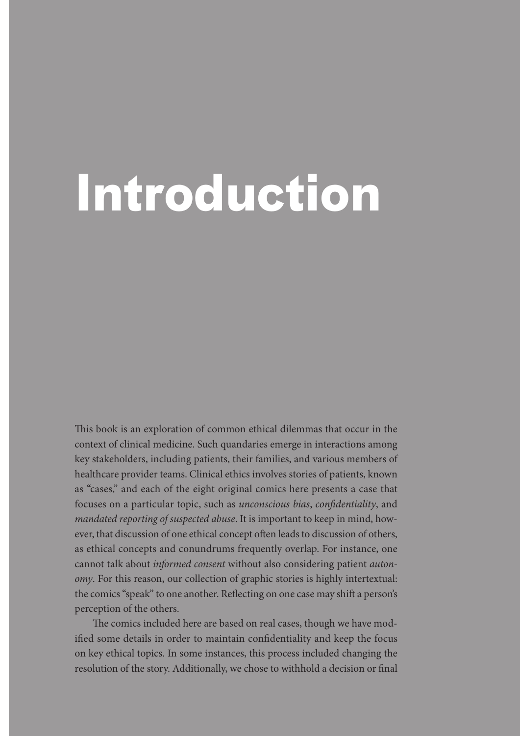# Introduction

This book is an exploration of common ethical dilemmas that occur in the context of clinical medicine. Such quandaries emerge in interactions among key stakeholders, including patients, their families, and various members of healthcare provider teams. Clinical ethics involves stories of patients, known as "cases," and each of the eight original comics here presents a case that focuses on a particular topic, such as *unconscious bias*, *confidentiality*, and *mandated reporting of suspected abuse*. It is important to keep in mind, however, that discussion of one ethical concept often leads to discussion of others, as ethical concepts and conundrums frequently overlap. For instance, one cannot talk about *informed consent* without also considering patient *autonomy*. For this reason, our collection of graphic stories is highly intertextual: the comics "speak" to one another. Reflecting on one case may shift a person's perception of the others.

The comics included here are based on real cases, though we have modified some details in order to maintain confidentiality and keep the focus on key ethical topics. In some instances, this process included changing the resolution of the story. Additionally, we chose to withhold a decision or final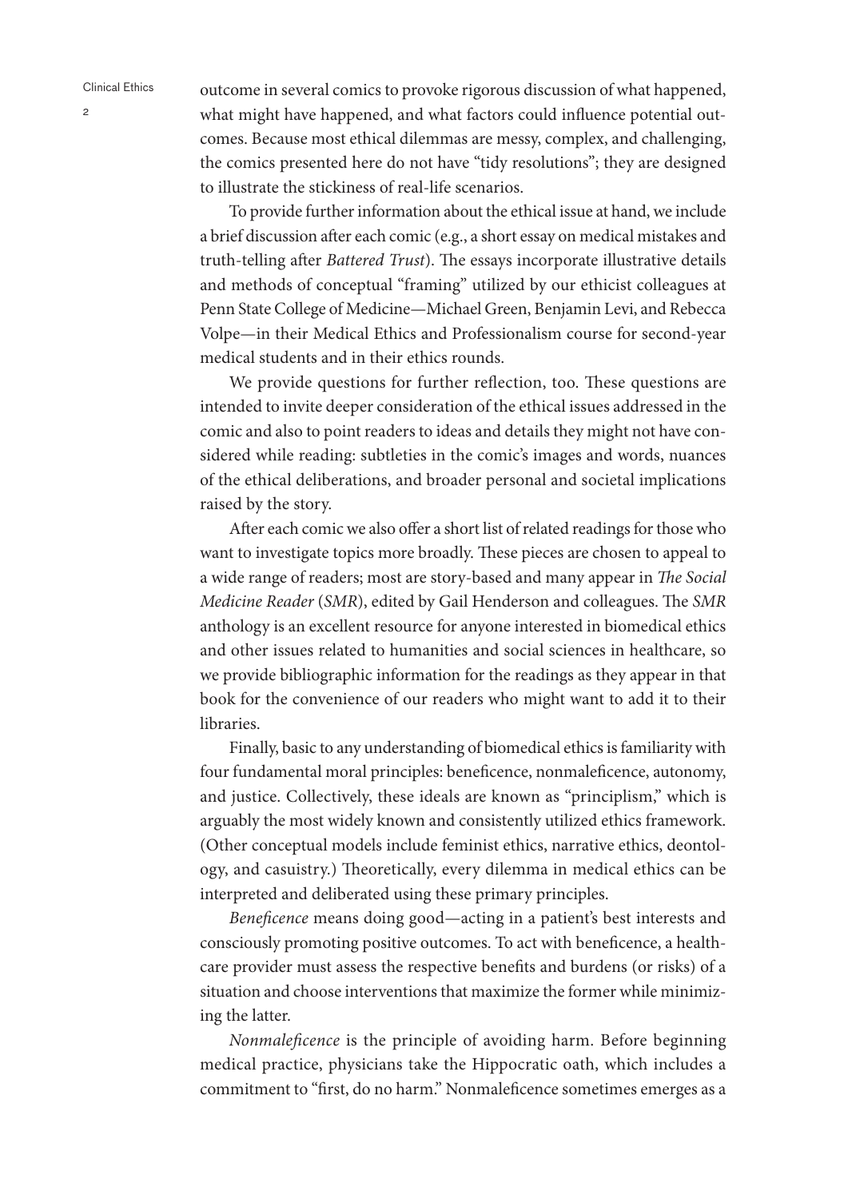outcome in several comics to provoke rigorous discussion of what happened, what might have happened, and what factors could influence potential outcomes. Because most ethical dilemmas are messy, complex, and challenging, the comics presented here do not have "tidy resolutions"; they are designed to illustrate the stickiness of real-life scenarios.

To provide further information about the ethical issue at hand, we include a brief discussion after each comic (e.g., a short essay on medical mistakes and truth-telling after *Battered Trust*). The essays incorporate illustrative details and methods of conceptual "framing" utilized by our ethicist colleagues at Penn State College of Medicine—Michael Green, Benjamin Levi, and Rebecca Volpe—in their Medical Ethics and Professionalism course for second-year medical students and in their ethics rounds.

We provide questions for further reflection, too. These questions are intended to invite deeper consideration of the ethical issues addressed in the comic and also to point readers to ideas and details they might not have considered while reading: subtleties in the comic's images and words, nuances of the ethical deliberations, and broader personal and societal implications raised by the story.

After each comic we also offer a short list of related readings for those who want to investigate topics more broadly. These pieces are chosen to appeal to a wide range of readers; most are story-based and many appear in *The Social Medicine Reader* (*SMR*), edited by Gail Henderson and colleagues. The *SMR* anthology is an excellent resource for anyone interested in biomedical ethics and other issues related to humanities and social sciences in healthcare, so we provide bibliographic information for the readings as they appear in that book for the convenience of our readers who might want to add it to their libraries.

Finally, basic to any understanding of biomedical ethics is familiarity with four fundamental moral principles: beneficence, nonmaleficence, autonomy, and justice. Collectively, these ideals are known as "principlism," which is arguably the most widely known and consistently utilized ethics framework. (Other conceptual models include feminist ethics, narrative ethics, deontology, and casuistry.) Theoretically, every dilemma in medical ethics can be interpreted and deliberated using these primary principles.

*Beneficence* means doing good—acting in a patient's best interests and consciously promoting positive outcomes. To act with beneficence, a healthcare provider must assess the respective benefits and burdens (or risks) of a situation and choose interventions that maximize the former while minimizing the latter.

*Nonmaleficence* is the principle of avoiding harm. Before beginning medical practice, physicians take the Hippocratic oath, which includes a commitment to "first, do no harm." Nonmaleficence sometimes emerges as a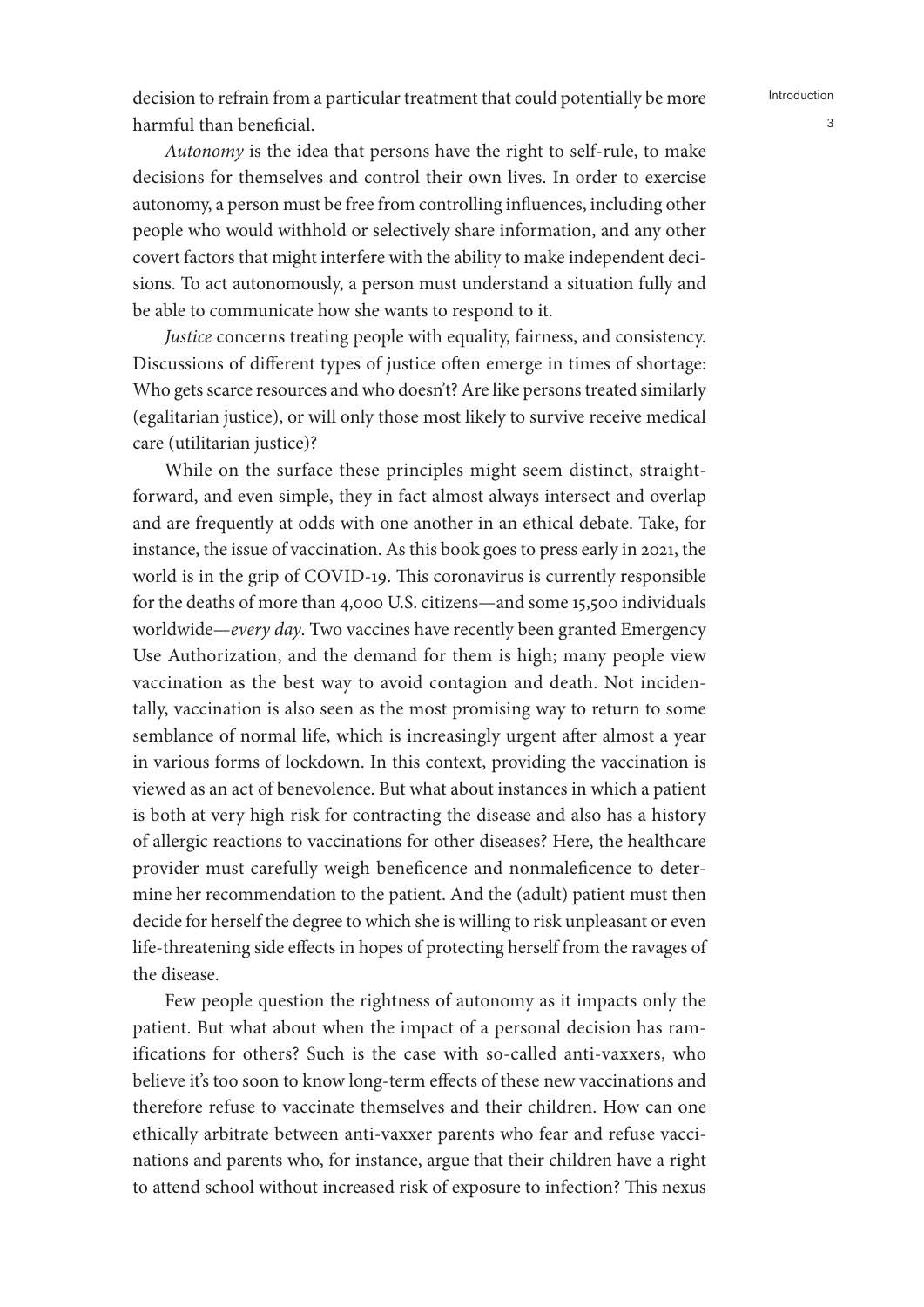decision to refrain from a particular treatment that could potentially be more harmful than beneficial.

*Autonomy* is the idea that persons have the right to self-rule, to make decisions for themselves and control their own lives. In order to exercise autonomy, a person must be free from controlling influences, including other people who would withhold or selectively share information, and any other covert factors that might interfere with the ability to make independent decisions. To act autonomously, a person must understand a situation fully and be able to communicate how she wants to respond to it.

*Justice* concerns treating people with equality, fairness, and consistency. Discussions of different types of justice often emerge in times of shortage: Who gets scarce resources and who doesn't? Are like persons treated similarly (egalitarian justice), or will only those most likely to survive receive medical care (utilitarian justice)?

While on the surface these principles might seem distinct, straightforward, and even simple, they in fact almost always intersect and overlap and are frequently at odds with one another in an ethical debate. Take, for instance, the issue of vaccination. As this book goes to press early in 2021, the world is in the grip of COVID-19. This coronavirus is currently responsible for the deaths of more than 4,000 U.S. citizens—and some 15,500 individuals worldwide—*every day*. Two vaccines have recently been granted Emergency Use Authorization, and the demand for them is high; many people view vaccination as the best way to avoid contagion and death. Not incidentally, vaccination is also seen as the most promising way to return to some semblance of normal life, which is increasingly urgent after almost a year in various forms of lockdown. In this context, providing the vaccination is viewed as an act of benevolence. But what about instances in which a patient is both at very high risk for contracting the disease and also has a history of allergic reactions to vaccinations for other diseases? Here, the healthcare provider must carefully weigh beneficence and nonmaleficence to determine her recommendation to the patient. And the (adult) patient must then decide for herself the degree to which she is willing to risk unpleasant or even life-threatening side effects in hopes of protecting herself from the ravages of the disease.

Few people question the rightness of autonomy as it impacts only the patient. But what about when the impact of a personal decision has ramifications for others? Such is the case with so-called anti-vaxxers, who believe it's too soon to know long-term effects of these new vaccinations and therefore refuse to vaccinate themselves and their children. How can one ethically arbitrate between anti-vaxxer parents who fear and refuse vaccinations and parents who, for instance, argue that their children have a right to attend school without increased risk of exposure to infection? This nexus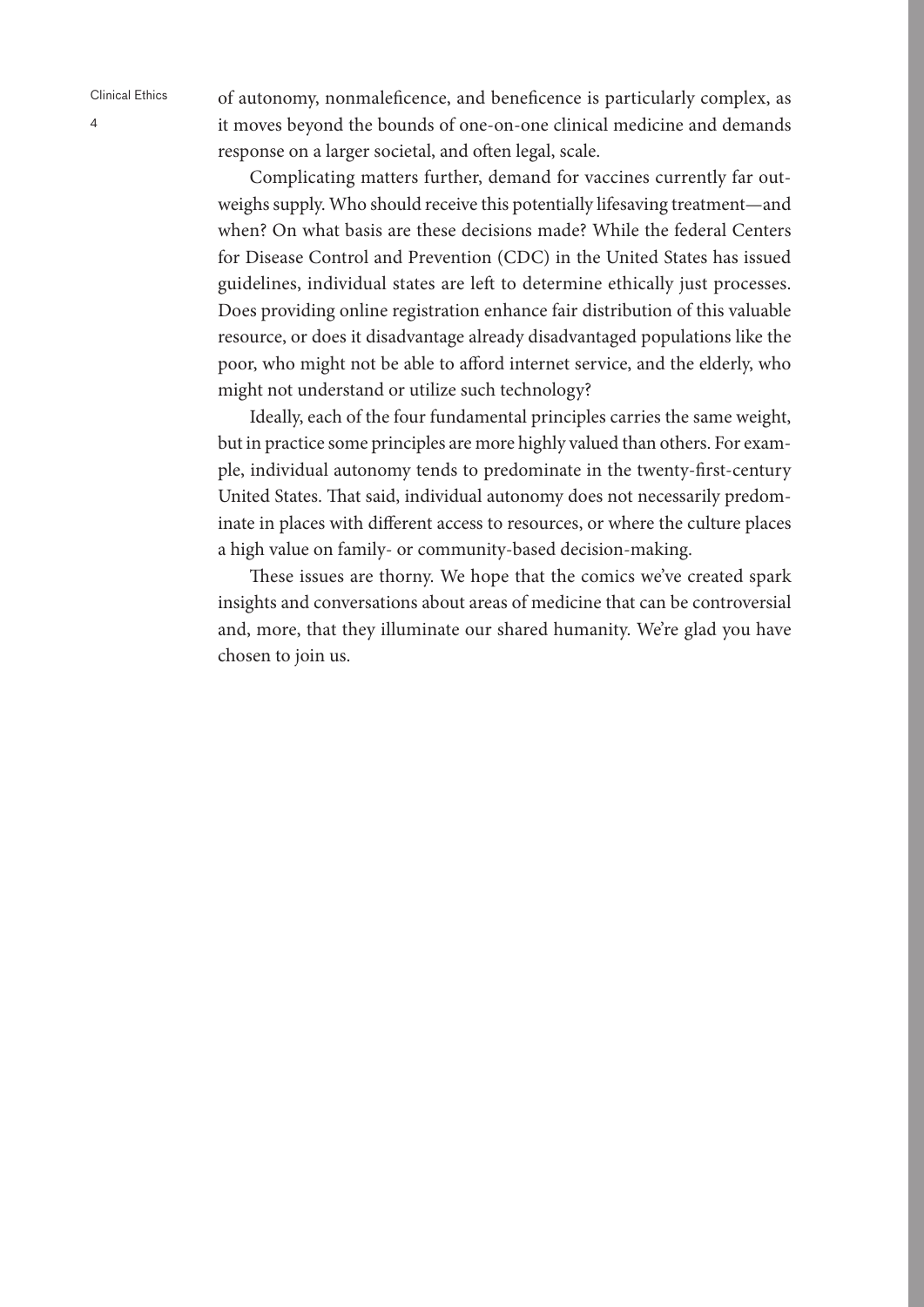of autonomy, nonmaleficence, and beneficence is particularly complex, as it moves beyond the bounds of one-on-one clinical medicine and demands response on a larger societal, and often legal, scale.

Complicating matters further, demand for vaccines currently far outweighs supply. Who should receive this potentially lifesaving treatment—and when? On what basis are these decisions made? While the federal Centers for Disease Control and Prevention (CDC) in the United States has issued guidelines, individual states are left to determine ethically just processes. Does providing online registration enhance fair distribution of this valuable resource, or does it disadvantage already disadvantaged populations like the poor, who might not be able to afford internet service, and the elderly, who might not understand or utilize such technology?

Ideally, each of the four fundamental principles carries the same weight, but in practice some principles are more highly valued than others. For example, individual autonomy tends to predominate in the twenty-first-century United States. That said, individual autonomy does not necessarily predominate in places with different access to resources, or where the culture places a high value on family- or community-based decision-making.

These issues are thorny. We hope that the comics we've created spark insights and conversations about areas of medicine that can be controversial and, more, that they illuminate our shared humanity. We're glad you have chosen to join us.